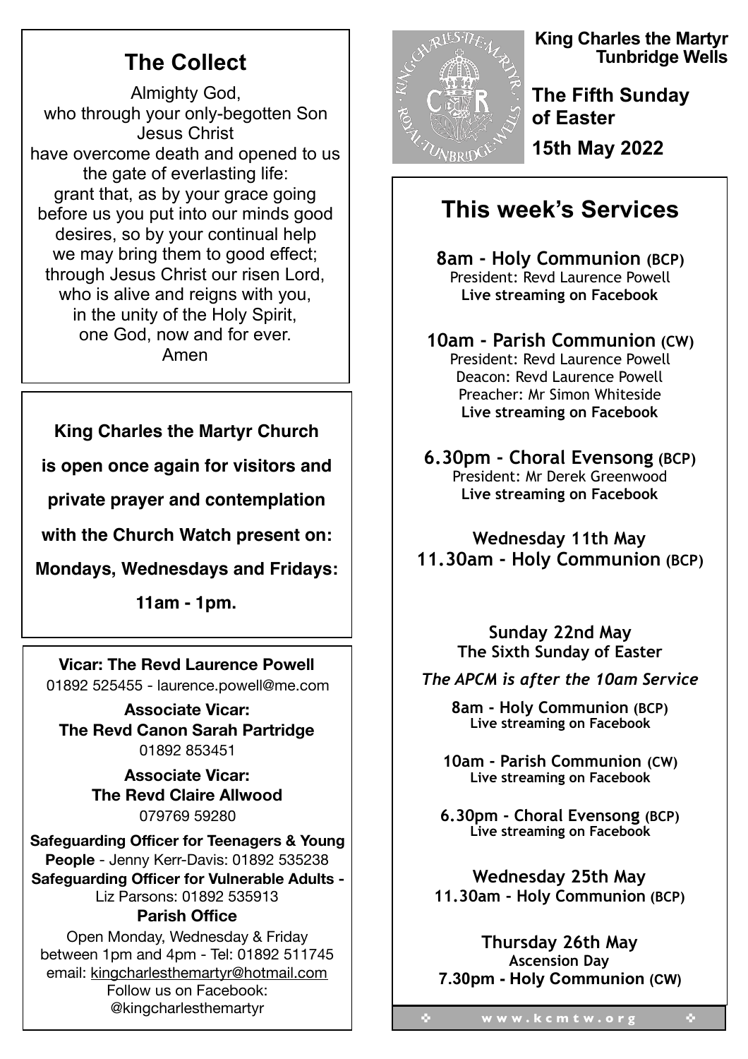## The Collect

Almighty God,
who through your only-begotten Son
Jesus Christ
have overcome death and opened to us
the gate of everlasting life:
grant that, as by your grace going
before us you put into our minds good
desires, so by your continual help
we may bring them to good effect;
through Jesus Christ our risen Lord,
who is alive and reigns with you,
in the unity of the Holy Spirit,
one God, now and for ever.
Amen

**King Charles the Martyr Church is open once again for visitors and private prayer and contemplation with the Church Watch present on: Mondays, Wednesdays and Fridays: 11am - 1pm.**

**Vicar: The Revd Laurence Powell**
01892 525455 - laurence.powell@me.com

**Associate Vicar:**
**The Revd Canon Sarah Partridge**
01892 853451

**Associate Vicar:**
**The Revd Claire Allwood**
079769 59280

**Safeguarding Officer for Teenagers & Young People** - Jenny Kerr-Davis: 01892 535238
**Safeguarding Officer for Vulnerable Adults -** Liz Parsons: 01892 535913

**Parish Office**

Open Monday, Wednesday & Friday between 1pm and 4pm - Tel: 01892 511745
email: kingcharlesthemartyr@hotmail.com
Follow us on Facebook:
@kingcharlesthemartyr

**King Charles the Martyr Tunbridge Wells**

# The Fifth Sunday of Easter

**15th May 2022**

## This week's Services

**8am - Holy Communion (BCP)**
President: Revd Laurence Powell
**Live streaming on Facebook**

**10am - Parish Communion (CW)**
President: Revd Laurence Powell
Deacon: Revd Laurence Powell
Preacher: Mr Simon Whiteside
**Live streaming on Facebook**

**6.30pm - Choral Evensong (BCP)**
President: Mr Derek Greenwood
**Live streaming on Facebook**

**Wednesday 11th May**
**11.30am - Holy Communion (BCP)**

**Sunday 22nd May**
**The Sixth Sunday of Easter**

***The APCM is after the 10am Service***

**8am - Holy Communion (BCP)**
**Live streaming on Facebook**

**10am - Parish Communion (CW)**
**Live streaming on Facebook**

**6.30pm - Choral Evensong (BCP)**
**Live streaming on Facebook**

**Wednesday 25th May**
**11.30am - Holy Communion (BCP)**

**Thursday 26th May**
**Ascension Day**
**7.30pm - Holy Communion (CW)**

www.kcmtw.org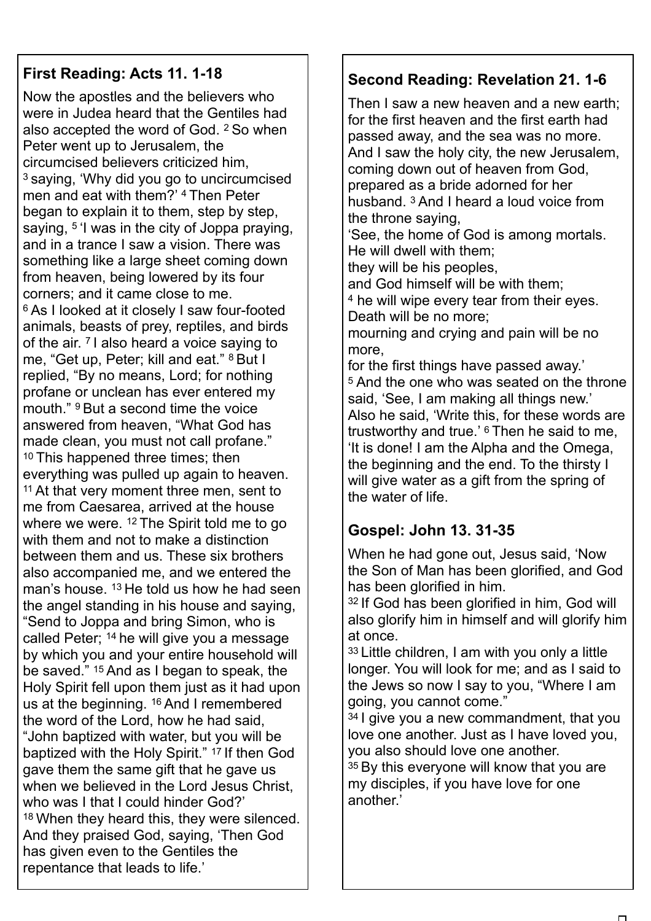## First Reading: Acts 11. 1-18

Now the apostles and the believers who were in Judea heard that the Gentiles had also accepted the word of God. [2] So when Peter went up to Jerusalem, the circumcised believers criticized him, [3] saying, 'Why did you go to uncircumcised men and eat with them?' [4] Then Peter began to explain it to them, step by step, saying, [5] 'I was in the city of Joppa praying, and in a trance I saw a vision. There was something like a large sheet coming down from heaven, being lowered by its four corners; and it came close to me. [6] As I looked at it closely I saw four-footed animals, beasts of prey, reptiles, and birds of the air. [7] I also heard a voice saying to me, "Get up, Peter; kill and eat." [8] But I replied, "By no means, Lord; for nothing profane or unclean has ever entered my mouth." [9] But a second time the voice answered from heaven, "What God has made clean, you must not call profane." [10] This happened three times; then everything was pulled up again to heaven. [11] At that very moment three men, sent to me from Caesarea, arrived at the house where we were. [12] The Spirit told me to go with them and not to make a distinction between them and us. These six brothers also accompanied me, and we entered the man's house. [13] He told us how he had seen the angel standing in his house and saying, "Send to Joppa and bring Simon, who is called Peter; [14] he will give you a message by which you and your entire household will be saved." [15] And as I began to speak, the Holy Spirit fell upon them just as it had upon us at the beginning. [16] And I remembered the word of the Lord, how he had said, "John baptized with water, but you will be baptized with the Holy Spirit." [17] If then God gave them the same gift that he gave us when we believed in the Lord Jesus Christ, who was I that I could hinder God?' [18] When they heard this, they were silenced. And they praised God, saying, 'Then God has given even to the Gentiles the repentance that leads to life.'

## Second Reading: Revelation 21. 1-6

Then I saw a new heaven and a new earth; for the first heaven and the first earth had passed away, and the sea was no more. And I saw the holy city, the new Jerusalem, coming down out of heaven from God, prepared as a bride adorned for her husband. [3] And I heard a loud voice from the throne saying,
'See, the home of God is among mortals.
He will dwell with them;
they will be his peoples,
and God himself will be with them;
[4] he will wipe every tear from their eyes.
Death will be no more;
mourning and crying and pain will be no more,
for the first things have passed away.'
[5] And the one who was seated on the throne said, 'See, I am making all things new.' Also he said, 'Write this, for these words are trustworthy and true.' [6] Then he said to me, 'It is done! I am the Alpha and the Omega, the beginning and the end. To the thirsty I will give water as a gift from the spring of the water of life.

## Gospel: John 13. 31-35

When he had gone out, Jesus said, 'Now the Son of Man has been glorified, and God has been glorified in him.
[32] If God has been glorified in him, God will also glorify him in himself and will glorify him at once.
[33] Little children, I am with you only a little longer. You will look for me; and as I said to the Jews so now I say to you, "Where I am going, you cannot come."
[34] I give you a new commandment, that you love one another. Just as I have loved you, you also should love one another.
[35] By this everyone will know that you are my disciples, if you have love for one another.'